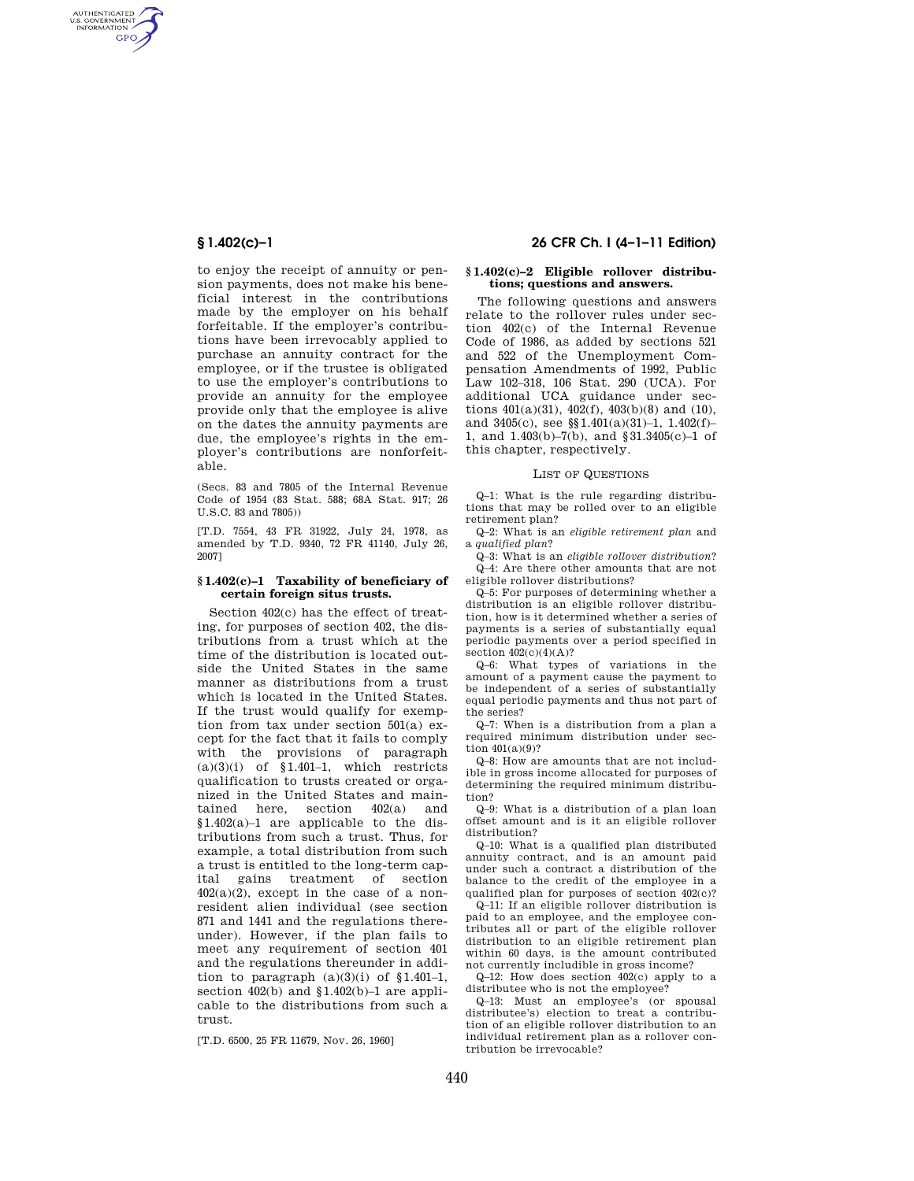to enjoy the receipt of annuity or pension payments, does not make his beneficial interest in the contributions made by the employer on his behalf forfeitable. If the employer's contributions have been irrevocably applied to purchase an annuity contract for the employee, or if the trustee is obligated to use the employer's contributions to provide an annuity for the employee provide only that the employee is alive on the dates the annuity payments are due, the employee's rights in the employer's contributions are nonforfeitable.

(Secs. 83 and 7805 of the Internal Revenue Code of 1954 (83 Stat. 588; 68A Stat. 917; 26 U.S.C. 83 and 7805))

[T.D. 7554, 43 FR 31922, July 24, 1978, as amended by T.D. 9340, 72 FR 41140, July 26, 2007]

### § 1.402(c)–1 Taxability of beneficiary of certain foreign situs trusts.

Section 402(c) has the effect of treating, for purposes of section 402, the distributions from a trust which at the time of the distribution is located outside the United States in the same manner as distributions from a trust which is located in the United States. If the trust would qualify for exemption from tax under section 501(a) except for the fact that it fails to comply with the provisions of paragraph (a)(3)(i) of §1.401–1, which restricts qualification to trusts created or organized in the United States and maintained here, section 402(a) and §1.402(a)–1 are applicable to the distributions from such a trust. Thus, for example, a total distribution from such a trust is entitled to the long-term capital gains treatment of section 402(a)(2), except in the case of a nonresident alien individual (see section 871 and 1441 and the regulations thereunder). However, if the plan fails to meet any requirement of section 401 and the regulations thereunder in addition to paragraph (a)(3)(i) of §1.401–1, section 402(b) and §1.402(b)–1 are applicable to the distributions from such a trust.

[T.D. 6500, 25 FR 11679, Nov. 26, 1960]

### § 1.402(c)–2 Eligible rollover distributions; questions and answers.

The following questions and answers relate to the rollover rules under section 402(c) of the Internal Revenue Code of 1986, as added by sections 521 and 522 of the Unemployment Compensation Amendments of 1992, Public Law 102–318, 106 Stat. 290 (UCA). For additional UCA guidance under sections 401(a)(31), 402(f), 403(b)(8) and (10), and 3405(c), see §§1.401(a)(31)–1, 1.402(f)–1, and 1.403(b)–7(b), and §31.3405(c)–1 of this chapter, respectively.

LIST OF QUESTIONS

Q–1: What is the rule regarding distributions that may be rolled over to an eligible retirement plan?

Q–2: What is an *eligible retirement plan* and a *qualified plan*?

Q–3: What is an *eligible rollover distribution*?

Q–4: Are there other amounts that are not eligible rollover distributions?

Q–5: For purposes of determining whether a distribution is an eligible rollover distribution, how is it determined whether a series of payments is a series of substantially equal periodic payments over a period specified in section 402(c)(4)(A)?

Q–6: What types of variations in the amount of a payment cause the payment to be independent of a series of substantially equal periodic payments and thus not part of the series?

Q–7: When is a distribution from a plan a required minimum distribution under section 401(a)(9)?

Q–8: How are amounts that are not includible in gross income allocated for purposes of determining the required minimum distribution?

Q–9: What is a distribution of a plan loan offset amount and is it an eligible rollover distribution?

Q–10: What is a qualified plan distributed annuity contract, and is an amount paid under such a contract a distribution of the balance to the credit of the employee in a qualified plan for purposes of section 402(c)?

Q–11: If an eligible rollover distribution is paid to an employee, and the employee contributes all or part of the eligible rollover distribution to an eligible retirement plan within 60 days, is the amount contributed not currently includible in gross income?

Q–12: How does section 402(c) apply to a distributee who is not the employee?

Q–13: Must an employee's (or spousal distributee's) election to treat a contribution of an eligible rollover distribution to an individual retirement plan as a rollover contribution be irrevocable?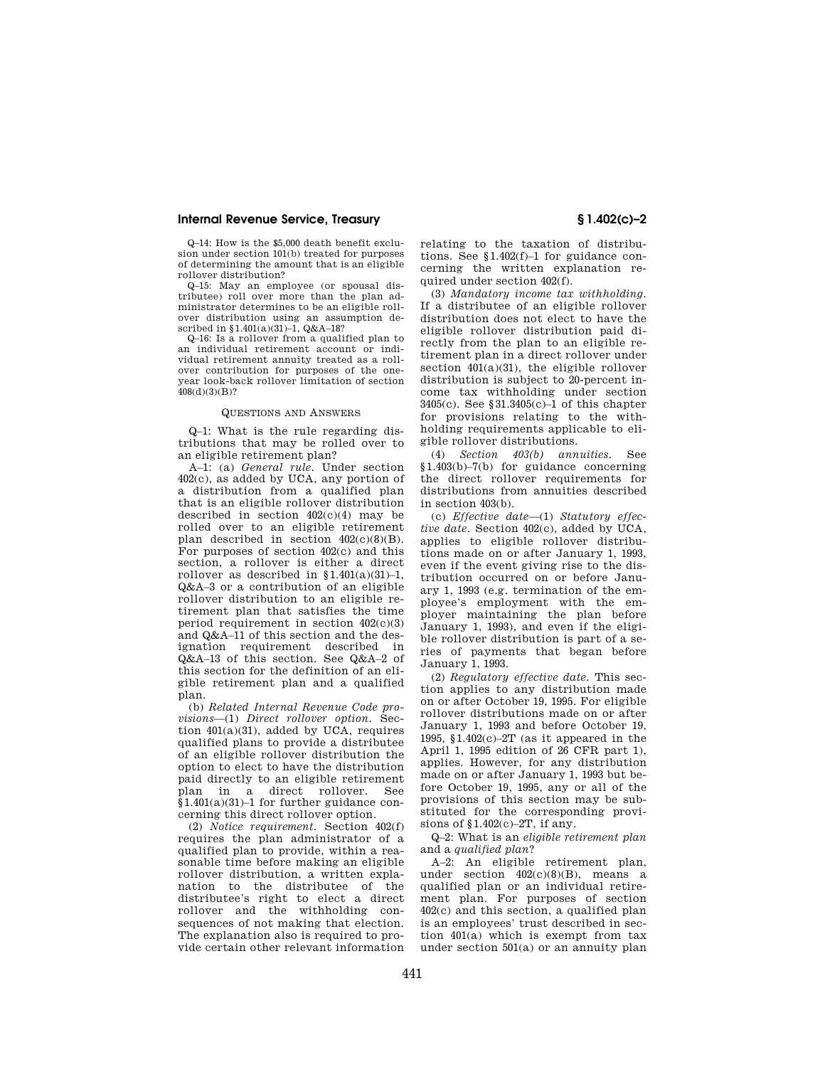Q–14: How is the $5,000 death benefit exclusion under section 101(b) treated for purposes of determining the amount that is an eligible rollover distribution?

Q–15: May an employee (or spousal distributee) roll over more than the plan administrator determines to be an eligible rollover distribution using an assumption described in §1.401(a)(31)–1, Q&A–18?

Q–16: Is a rollover from a qualified plan to an individual retirement account or individual retirement annuity treated as a rollover contribution for purposes of the one-year look-back rollover limitation of section 408(d)(3)(B)?

QUESTIONS AND ANSWERS

Q–1: What is the rule regarding distributions that may be rolled over to an eligible retirement plan?

A–1: (a) *General rule.* Under section 402(c), as added by UCA, any portion of a distribution from a qualified plan that is an eligible rollover distribution described in section 402(c)(4) may be rolled over to an eligible retirement plan described in section 402(c)(8)(B). For purposes of section 402(c) and this section, a rollover is either a direct rollover as described in §1.401(a)(31)–1, Q&A–3 or a contribution of an eligible rollover distribution to an eligible retirement plan that satisfies the time period requirement in section 402(c)(3) and Q&A–11 of this section and the designation requirement described in Q&A–13 of this section. See Q&A–2 of this section for the definition of an eligible retirement plan and a qualified plan.

(b) *Related Internal Revenue Code provisions*—(1) *Direct rollover option.* Section 401(a)(31), added by UCA, requires qualified plans to provide a distributee of an eligible rollover distribution the option to elect to have the distribution paid directly to an eligible retirement plan in a direct rollover. See §1.401(a)(31)–1 for further guidance concerning this direct rollover option.

(2) *Notice requirement.* Section 402(f) requires the plan administrator of a qualified plan to provide, within a reasonable time before making an eligible rollover distribution, a written explanation to the distributee of the distributee's right to elect a direct rollover and the withholding consequences of not making that election. The explanation also is required to provide certain other relevant information relating to the taxation of distributions. See §1.402(f)–1 for guidance concerning the written explanation required under section 402(f).

(3) *Mandatory income tax withholding.* If a distributee of an eligible rollover distribution does not elect to have the eligible rollover distribution paid directly from the plan to an eligible retirement plan in a direct rollover under section 401(a)(31), the eligible rollover distribution is subject to 20-percent income tax withholding under section 3405(c). See §31.3405(c)–1 of this chapter for provisions relating to the withholding requirements applicable to eligible rollover distributions.

(4) *Section 403(b) annuities.* See §1.403(b)–7(b) for guidance concerning the direct rollover requirements for distributions from annuities described in section 403(b).

(c) *Effective date*—(1) *Statutory effective date.* Section 402(c), added by UCA, applies to eligible rollover distributions made on or after January 1, 1993, even if the event giving rise to the distribution occurred on or before January 1, 1993 (e.g. termination of the employee's employment with the employer maintaining the plan before January 1, 1993), and even if the eligible rollover distribution is part of a series of payments that began before January 1, 1993.

(2) *Regulatory effective date.* This section applies to any distribution made on or after October 19, 1995. For eligible rollover distributions made on or after January 1, 1993 and before October 19, 1995, §1.402(c)–2T (as it appeared in the April 1, 1995 edition of 26 CFR part 1), applies. However, for any distribution made on or after January 1, 1993 but before October 19, 1995, any or all of the provisions of this section may be substituted for the corresponding provisions of §1.402(c)–2T, if any.

Q–2: What is an *eligible retirement plan* and a *qualified plan*?

A–2: An eligible retirement plan, under section 402(c)(8)(B), means a qualified plan or an individual retirement plan. For purposes of section 402(c) and this section, a qualified plan is an employees' trust described in section 401(a) which is exempt from tax under section 501(a) or an annuity plan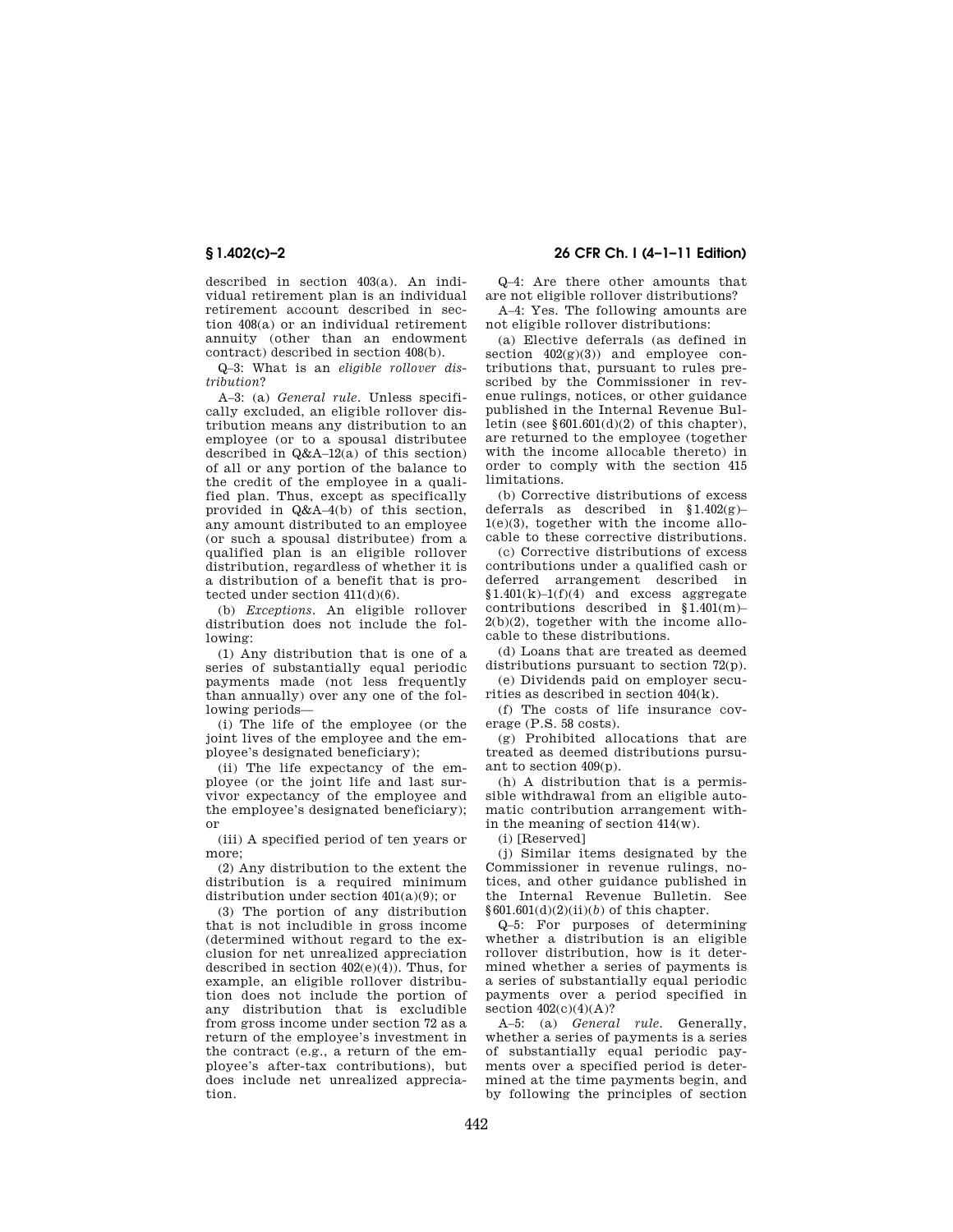described in section 403(a). An individual retirement plan is an individual retirement account described in section 408(a) or an individual retirement annuity (other than an endowment contract) described in section 408(b).

Q–3: What is an *eligible rollover distribution*?

A–3: (a) *General rule.* Unless specifically excluded, an eligible rollover distribution means any distribution to an employee (or to a spousal distributee described in Q&A–12(a) of this section) of all or any portion of the balance to the credit of the employee in a qualified plan. Thus, except as specifically provided in Q&A–4(b) of this section, any amount distributed to an employee (or such a spousal distributee) from a qualified plan is an eligible rollover distribution, regardless of whether it is a distribution of a benefit that is protected under section 411(d)(6).

(b) *Exceptions.* An eligible rollover distribution does not include the following:

(1) Any distribution that is one of a series of substantially equal periodic payments made (not less frequently than annually) over any one of the following periods—

(i) The life of the employee (or the joint lives of the employee and the employee's designated beneficiary);

(ii) The life expectancy of the employee (or the joint life and last survivor expectancy of the employee and the employee's designated beneficiary); or

(iii) A specified period of ten years or more;

(2) Any distribution to the extent the distribution is a required minimum distribution under section 401(a)(9); or

(3) The portion of any distribution that is not includible in gross income (determined without regard to the exclusion for net unrealized appreciation described in section 402(e)(4)). Thus, for example, an eligible rollover distribution does not include the portion of any distribution that is excludible from gross income under section 72 as a return of the employee's investment in the contract (e.g., a return of the employee's after-tax contributions), but does include net unrealized appreciation.

Q–4: Are there other amounts that are not eligible rollover distributions?

A–4: Yes. The following amounts are not eligible rollover distributions:

(a) Elective deferrals (as defined in section 402(g)(3)) and employee contributions that, pursuant to rules prescribed by the Commissioner in revenue rulings, notices, or other guidance published in the Internal Revenue Bulletin (see §601.601(d)(2) of this chapter), are returned to the employee (together with the income allocable thereto) in order to comply with the section 415 limitations.

(b) Corrective distributions of excess deferrals as described in §1.402(g)–1(e)(3), together with the income allocable to these corrective distributions.

(c) Corrective distributions of excess contributions under a qualified cash or deferred arrangement described in §1.401(k)–1(f)(4) and excess aggregate contributions described in §1.401(m)–2(b)(2), together with the income allocable to these distributions.

(d) Loans that are treated as deemed distributions pursuant to section 72(p).

(e) Dividends paid on employer securities as described in section 404(k).

(f) The costs of life insurance coverage (P.S. 58 costs).

(g) Prohibited allocations that are treated as deemed distributions pursuant to section 409(p).

(h) A distribution that is a permissible withdrawal from an eligible automatic contribution arrangement within the meaning of section 414(w).

(i) [Reserved]

(j) Similar items designated by the Commissioner in revenue rulings, notices, and other guidance published in the Internal Revenue Bulletin. See §601.601(d)(2)(ii)(*b*) of this chapter.

Q–5: For purposes of determining whether a distribution is an eligible rollover distribution, how is it determined whether a series of payments is a series of substantially equal periodic payments over a period specified in section 402(c)(4)(A)?

A–5: (a) *General rule.* Generally, whether a series of payments is a series of substantially equal periodic payments over a specified period is determined at the time payments begin, and by following the principles of section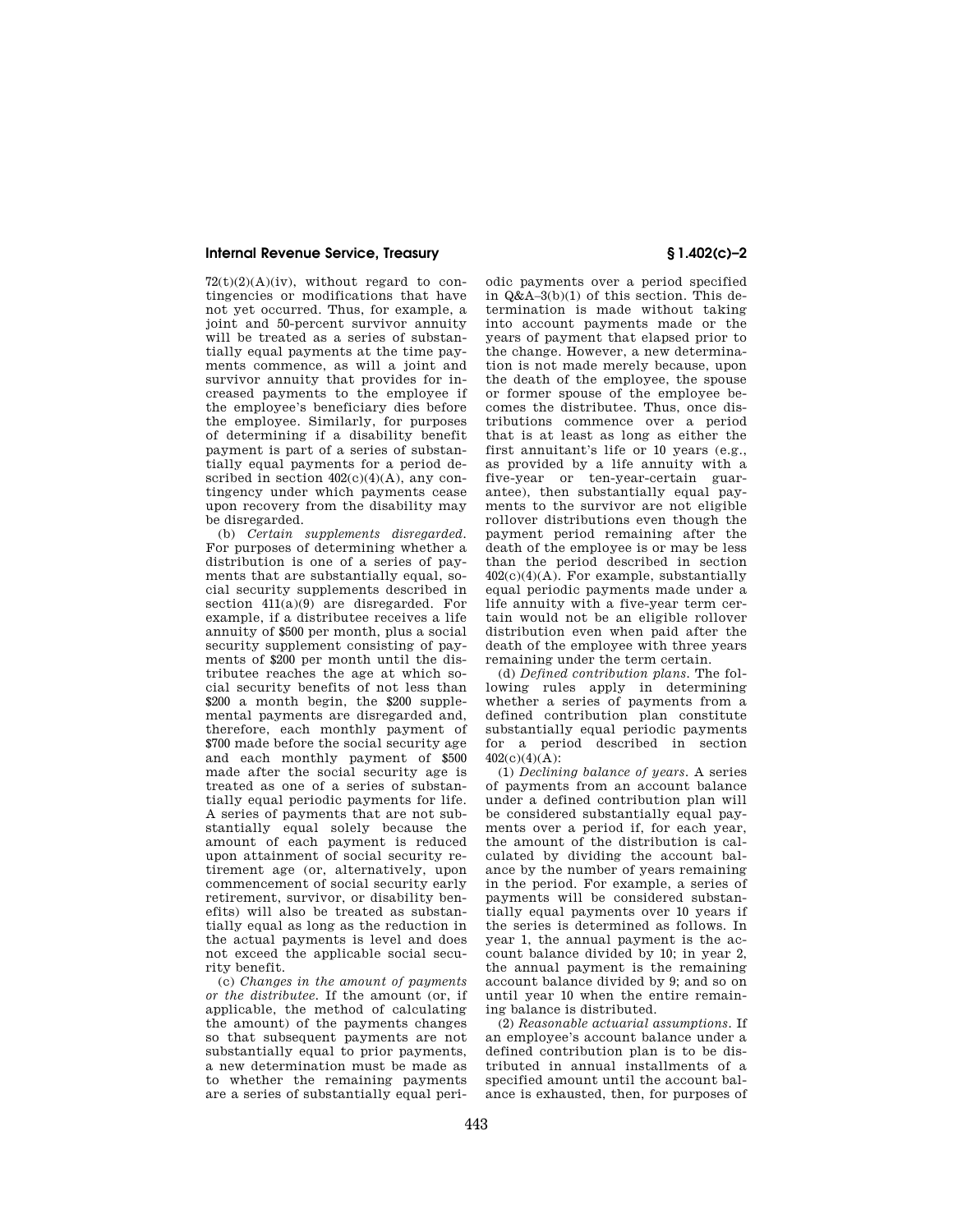72(t)(2)(A)(iv), without regard to contingencies or modifications that have not yet occurred. Thus, for example, a joint and 50-percent survivor annuity will be treated as a series of substantially equal payments at the time payments commence, as will a joint and survivor annuity that provides for increased payments to the employee if the employee's beneficiary dies before the employee. Similarly, for purposes of determining if a disability benefit payment is part of a series of substantially equal payments for a period described in section 402(c)(4)(A), any contingency under which payments cease upon recovery from the disability may be disregarded.

(b) *Certain supplements disregarded.* For purposes of determining whether a distribution is one of a series of payments that are substantially equal, social security supplements described in section 411(a)(9) are disregarded. For example, if a distributee receives a life annuity of $500 per month, plus a social security supplement consisting of payments of $200 per month until the distributee reaches the age at which social security benefits of not less than $200 a month begin, the $200 supplemental payments are disregarded and, therefore, each monthly payment of $700 made before the social security age and each monthly payment of $500 made after the social security age is treated as one of a series of substantially equal periodic payments for life. A series of payments that are not substantially equal solely because the amount of each payment is reduced upon attainment of social security retirement age (or, alternatively, upon commencement of social security early retirement, survivor, or disability benefits) will also be treated as substantially equal as long as the reduction in the actual payments is level and does not exceed the applicable social security benefit.

(c) *Changes in the amount of payments or the distributee.* If the amount (or, if applicable, the method of calculating the amount) of the payments changes so that subsequent payments are not substantially equal to prior payments, a new determination must be made as to whether the remaining payments are a series of substantially equal periodic payments over a period specified in Q&A–3(b)(1) of this section. This determination is made without taking into account payments made or the years of payment that elapsed prior to the change. However, a new determination is not made merely because, upon the death of the employee, the spouse or former spouse of the employee becomes the distributee. Thus, once distributions commence over a period that is at least as long as either the first annuitant's life or 10 years (e.g., as provided by a life annuity with a five-year or ten-year-certain guarantee), then substantially equal payments to the survivor are not eligible rollover distributions even though the payment period remaining after the death of the employee is or may be less than the period described in section 402(c)(4)(A). For example, substantially equal periodic payments made under a life annuity with a five-year term certain would not be an eligible rollover distribution even when paid after the death of the employee with three years remaining under the term certain.

(d) *Defined contribution plans.* The following rules apply in determining whether a series of payments from a defined contribution plan constitute substantially equal periodic payments for a period described in section 402(c)(4)(A):

(1) *Declining balance of years.* A series of payments from an account balance under a defined contribution plan will be considered substantially equal payments over a period if, for each year, the amount of the distribution is calculated by dividing the account balance by the number of years remaining in the period. For example, a series of payments will be considered substantially equal payments over 10 years if the series is determined as follows. In year 1, the annual payment is the account balance divided by 10; in year 2, the annual payment is the remaining account balance divided by 9; and so on until year 10 when the entire remaining balance is distributed.

(2) *Reasonable actuarial assumptions.* If an employee's account balance under a defined contribution plan is to be distributed in annual installments of a specified amount until the account balance is exhausted, then, for purposes of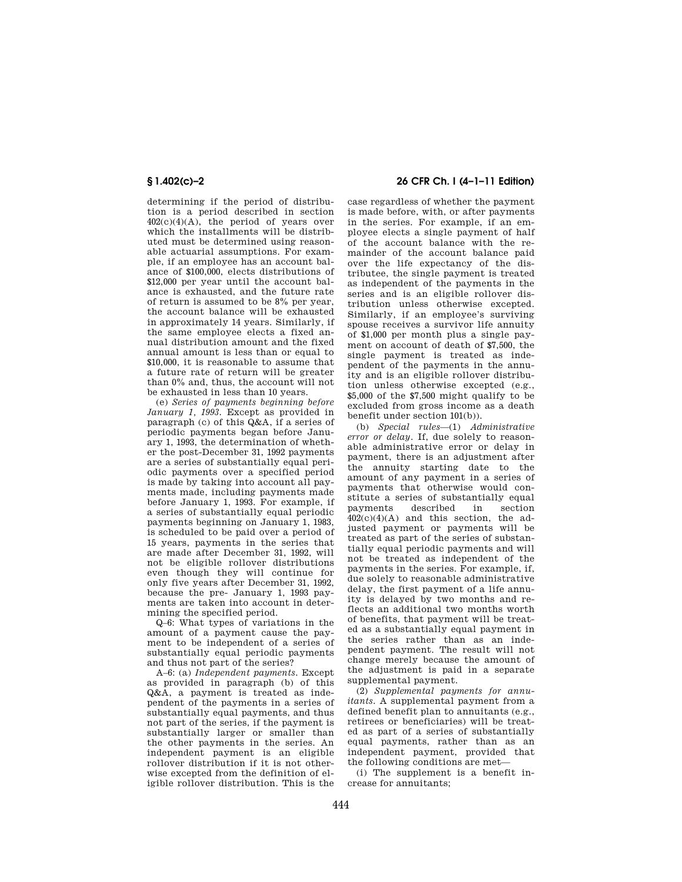determining if the period of distribution is a period described in section 402(c)(4)(A), the period of years over which the installments will be distributed must be determined using reasonable actuarial assumptions. For example, if an employee has an account balance of $100,000, elects distributions of $12,000 per year until the account balance is exhausted, and the future rate of return is assumed to be 8% per year, the account balance will be exhausted in approximately 14 years. Similarly, if the same employee elects a fixed annual distribution amount and the fixed annual amount is less than or equal to $10,000, it is reasonable to assume that a future rate of return will be greater than 0% and, thus, the account will not be exhausted in less than 10 years.

(e) *Series of payments beginning before January 1, 1993.* Except as provided in paragraph (c) of this Q&A, if a series of periodic payments began before January 1, 1993, the determination of whether the post-December 31, 1992 payments are a series of substantially equal periodic payments over a specified period is made by taking into account all payments made, including payments made before January 1, 1993. For example, if a series of substantially equal periodic payments beginning on January 1, 1983, is scheduled to be paid over a period of 15 years, payments in the series that are made after December 31, 1992, will not be eligible rollover distributions even though they will continue for only five years after December 31, 1992, because the pre- January 1, 1993 payments are taken into account in determining the specified period.

Q–6: What types of variations in the amount of a payment cause the payment to be independent of a series of substantially equal periodic payments and thus not part of the series?

A–6: (a) *Independent payments.* Except as provided in paragraph (b) of this Q&A, a payment is treated as independent of the payments in a series of substantially equal payments, and thus not part of the series, if the payment is substantially larger or smaller than the other payments in the series. An independent payment is an eligible rollover distribution if it is not otherwise excepted from the definition of eligible rollover distribution. This is the case regardless of whether the payment is made before, with, or after payments in the series. For example, if an employee elects a single payment of half of the account balance with the remainder of the account balance paid over the life expectancy of the distributee, the single payment is treated as independent of the payments in the series and is an eligible rollover distribution unless otherwise excepted. Similarly, if an employee's surviving spouse receives a survivor life annuity of $1,000 per month plus a single payment on account of death of $7,500, the single payment is treated as independent of the payments in the annuity and is an eligible rollover distribution unless otherwise excepted (e.g., $5,000 of the $7,500 might qualify to be excluded from gross income as a death benefit under section 101(b)).

(b) *Special rules*—(1) *Administrative error or delay.* If, due solely to reasonable administrative error or delay in payment, there is an adjustment after the annuity starting date to the amount of any payment in a series of payments that otherwise would constitute a series of substantially equal payments described in section 402(c)(4)(A) and this section, the adjusted payment or payments will be treated as part of the series of substantially equal periodic payments and will not be treated as independent of the payments in the series. For example, if, due solely to reasonable administrative delay, the first payment of a life annuity is delayed by two months and reflects an additional two months worth of benefits, that payment will be treated as a substantially equal payment in the series rather than as an independent payment. The result will not change merely because the amount of the adjustment is paid in a separate supplemental payment.

(2) *Supplemental payments for annuitants.* A supplemental payment from a defined benefit plan to annuitants (e.g., retirees or beneficiaries) will be treated as part of a series of substantially equal payments, rather than as an independent payment, provided that the following conditions are met—

(i) The supplement is a benefit increase for annuitants;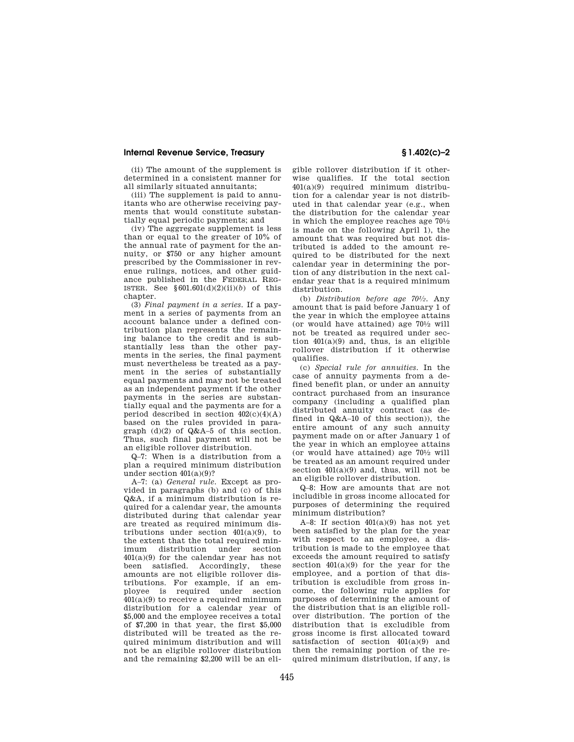(ii) The amount of the supplement is determined in a consistent manner for all similarly situated annuitants;

(iii) The supplement is paid to annuitants who are otherwise receiving payments that would constitute substantially equal periodic payments; and

(iv) The aggregate supplement is less than or equal to the greater of 10% of the annual rate of payment for the annuity, or $750 or any higher amount prescribed by the Commissioner in revenue rulings, notices, and other guidance published in the FEDERAL REGISTER. See §601.601(d)(2)(ii)(*b*) of this chapter.

(3) *Final payment in a series.* If a payment in a series of payments from an account balance under a defined contribution plan represents the remaining balance to the credit and is substantially less than the other payments in the series, the final payment must nevertheless be treated as a payment in the series of substantially equal payments and may not be treated as an independent payment if the other payments in the series are substantially equal and the payments are for a period described in section 402(c)(4)(A) based on the rules provided in paragraph (d)(2) of Q&A–5 of this section. Thus, such final payment will not be an eligible rollover distribution.

Q–7: When is a distribution from a plan a required minimum distribution under section 401(a)(9)?

A–7: (a) *General rule.* Except as provided in paragraphs (b) and (c) of this Q&A, if a minimum distribution is required for a calendar year, the amounts distributed during that calendar year are treated as required minimum distributions under section 401(a)(9), to the extent that the total required minimum distribution under section 401(a)(9) for the calendar year has not been satisfied. Accordingly, these amounts are not eligible rollover distributions. For example, if an employee is required under section 401(a)(9) to receive a required minimum distribution for a calendar year of $5,000 and the employee receives a total of $7,200 in that year, the first $5,000 distributed will be treated as the required minimum distribution and will not be an eligible rollover distribution and the remaining $2,200 will be an eligible rollover distribution if it otherwise qualifies. If the total section 401(a)(9) required minimum distribution for a calendar year is not distributed in that calendar year (e.g., when the distribution for the calendar year in which the employee reaches age 70½ is made on the following April 1), the amount that was required but not distributed is added to the amount required to be distributed for the next calendar year in determining the portion of any distribution in the next calendar year that is a required minimum distribution.

(b) *Distribution before age 70½.* Any amount that is paid before January 1 of the year in which the employee attains (or would have attained) age 70½ will not be treated as required under section 401(a)(9) and, thus, is an eligible rollover distribution if it otherwise qualifies.

(c) *Special rule for annuities.* In the case of annuity payments from a defined benefit plan, or under an annuity contract purchased from an insurance company (including a qualified plan distributed annuity contract (as defined in Q&A–10 of this section)), the entire amount of any such annuity payment made on or after January 1 of the year in which an employee attains (or would have attained) age 70½ will be treated as an amount required under section 401(a)(9) and, thus, will not be an eligible rollover distribution.

Q–8: How are amounts that are not includible in gross income allocated for purposes of determining the required minimum distribution?

A–8: If section 401(a)(9) has not yet been satisfied by the plan for the year with respect to an employee, a distribution is made to the employee that exceeds the amount required to satisfy section 401(a)(9) for the year for the employee, and a portion of that distribution is excludible from gross income, the following rule applies for purposes of determining the amount of the distribution that is an eligible rollover distribution. The portion of the distribution that is excludible from gross income is first allocated toward satisfaction of section 401(a)(9) and then the remaining portion of the required minimum distribution, if any, is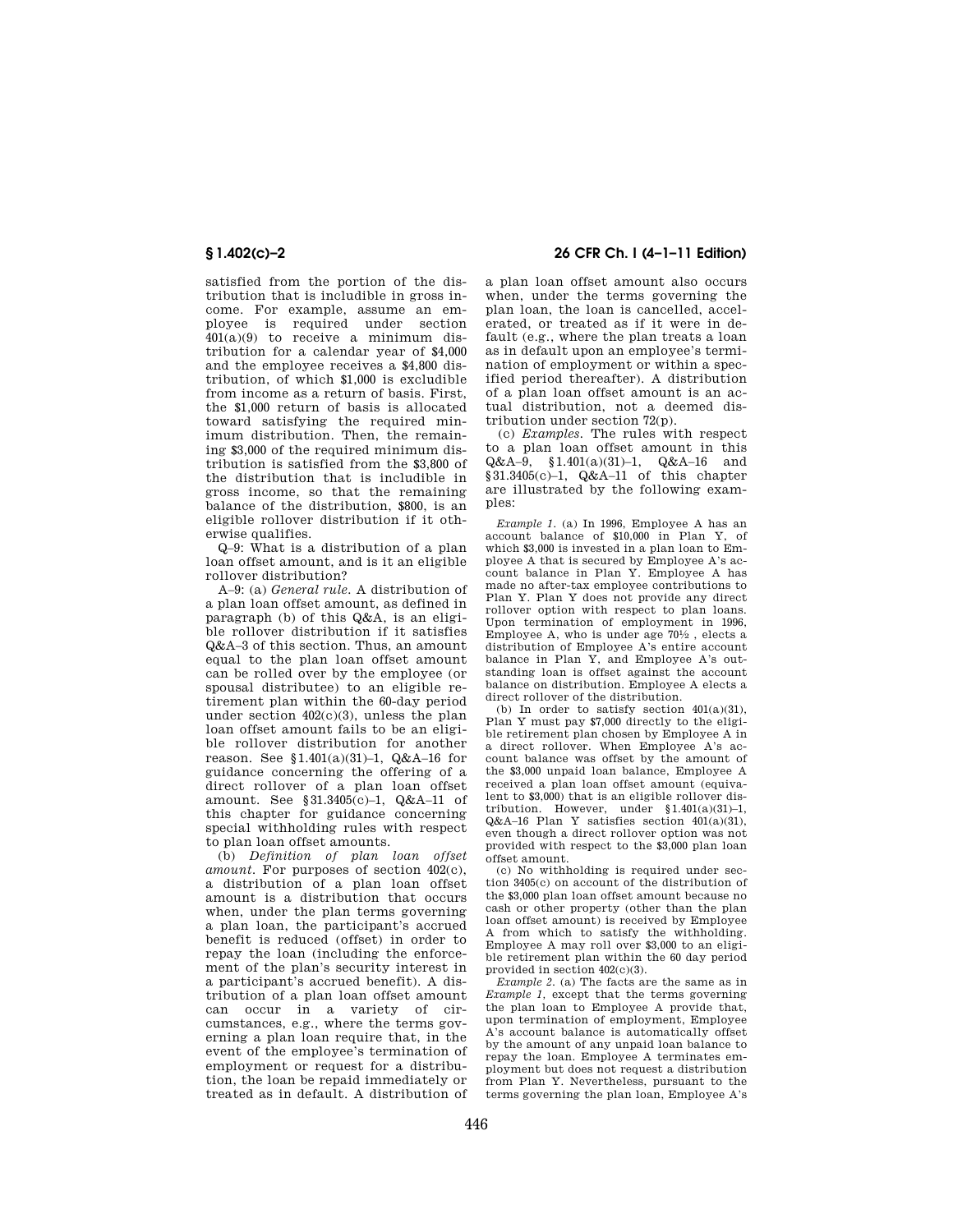satisfied from the portion of the distribution that is includible in gross income. For example, assume an employee is required under section 401(a)(9) to receive a minimum distribution for a calendar year of $4,000 and the employee receives a $4,800 distribution, of which $1,000 is excludible from income as a return of basis. First, the $1,000 return of basis is allocated toward satisfying the required minimum distribution. Then, the remaining $3,000 of the required minimum distribution is satisfied from the $3,800 of the distribution that is includible in gross income, so that the remaining balance of the distribution, $800, is an eligible rollover distribution if it otherwise qualifies.

Q–9: What is a distribution of a plan loan offset amount, and is it an eligible rollover distribution?

A–9: (a) *General rule.* A distribution of a plan loan offset amount, as defined in paragraph (b) of this Q&A, is an eligible rollover distribution if it satisfies Q&A–3 of this section. Thus, an amount equal to the plan loan offset amount can be rolled over by the employee (or spousal distributee) to an eligible retirement plan within the 60-day period under section 402(c)(3), unless the plan loan offset amount fails to be an eligible rollover distribution for another reason. See §1.401(a)(31)–1, Q&A–16 for guidance concerning the offering of a direct rollover of a plan loan offset amount. See §31.3405(c)–1, Q&A–11 of this chapter for guidance concerning special withholding rules with respect to plan loan offset amounts.

(b) *Definition of plan loan offset amount.* For purposes of section 402(c), a distribution of a plan loan offset amount is a distribution that occurs when, under the plan terms governing a plan loan, the participant's accrued benefit is reduced (offset) in order to repay the loan (including the enforcement of the plan's security interest in a participant's accrued benefit). A distribution of a plan loan offset amount can occur in a variety of circumstances, e.g., where the terms governing a plan loan require that, in the event of the employee's termination of employment or request for a distribution, the loan be repaid immediately or treated as in default. A distribution of a plan loan offset amount also occurs when, under the terms governing the plan loan, the loan is cancelled, accelerated, or treated as if it were in default (e.g., where the plan treats a loan as in default upon an employee's termination of employment or within a specified period thereafter). A distribution of a plan loan offset amount is an actual distribution, not a deemed distribution under section 72(p).

(c) *Examples.* The rules with respect to a plan loan offset amount in this Q&A–9, §1.401(a)(31)–1, Q&A–16 and §31.3405(c)–1, Q&A–11 of this chapter are illustrated by the following examples:

*Example 1.* (a) In 1996, Employee A has an account balance of $10,000 in Plan Y, of which $3,000 is invested in a plan loan to Employee A that is secured by Employee A's account balance in Plan Y. Employee A has made no after-tax employee contributions to Plan Y. Plan Y does not provide any direct rollover option with respect to plan loans. Upon termination of employment in 1996, Employee A, who is under age 70½ , elects a distribution of Employee A's entire account balance in Plan Y, and Employee A's outstanding loan is offset against the account balance on distribution. Employee A elects a direct rollover of the distribution.

(b) In order to satisfy section 401(a)(31), Plan Y must pay $7,000 directly to the eligible retirement plan chosen by Employee A in a direct rollover. When Employee A's account balance was offset by the amount of the $3,000 unpaid loan balance, Employee A received a plan loan offset amount (equivalent to $3,000) that is an eligible rollover distribution. However, under §1.401(a)(31)–1, Q&A–16 Plan Y satisfies section 401(a)(31), even though a direct rollover option was not provided with respect to the $3,000 plan loan offset amount.

(c) No withholding is required under section 3405(c) on account of the distribution of the $3,000 plan loan offset amount because no cash or other property (other than the plan loan offset amount) is received by Employee A from which to satisfy the withholding. Employee A may roll over $3,000 to an eligible retirement plan within the 60 day period provided in section 402(c)(3).

*Example 2.* (a) The facts are the same as in *Example 1,* except that the terms governing the plan loan to Employee A provide that, upon termination of employment, Employee A's account balance is automatically offset by the amount of any unpaid loan balance to repay the loan. Employee A terminates employment but does not request a distribution from Plan Y. Nevertheless, pursuant to the terms governing the plan loan, Employee A's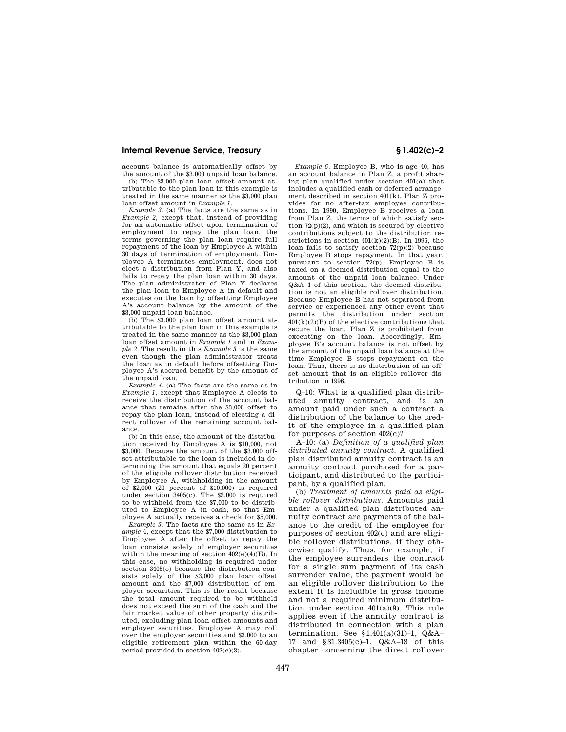account balance is automatically offset by the amount of the $3,000 unpaid loan balance.

(b) The $3,000 plan loan offset amount attributable to the plan loan in this example is treated in the same manner as the $3,000 plan loan offset amount in *Example 1*.

*Example 3*. (a) The facts are the same as in *Example 2*, except that, instead of providing for an automatic offset upon termination of employment to repay the plan loan, the terms governing the plan loan require full repayment of the loan by Employee A within 30 days of termination of employment. Employee A terminates employment, does not elect a distribution from Plan Y, and also fails to repay the plan loan within 30 days. The plan administrator of Plan Y declares the plan loan to Employee A in default and executes on the loan by offsetting Employee A's account balance by the amount of the $3,000 unpaid loan balance.

(b) The $3,000 plan loan offset amount attributable to the plan loan in this example is treated in the same manner as the $3,000 plan loan offset amount in *Example 1* and in *Example 2*. The result in this *Example 3* is the same even though the plan administrator treats the loan as in default before offsetting Employee A's accrued benefit by the amount of the unpaid loan.

*Example 4*. (a) The facts are the same as in *Example 1*, except that Employee A elects to receive the distribution of the account balance that remains after the $3,000 offset to repay the plan loan, instead of electing a direct rollover of the remaining account balance.

(b) In this case, the amount of the distribution received by Employee A is $10,000, not $3,000. Because the amount of the $3,000 offset attributable to the loan is included in determining the amount that equals 20 percent of the eligible rollover distribution received by Employee A, withholding in the amount of $2,000 (20 percent of $10,000) is required under section 3405(c). The $2,000 is required to be withheld from the $7,000 to be distributed to Employee A in cash, so that Employee A actually receives a check for $5,000.

*Example 5*. The facts are the same as in *Example* 4, except that the $7,000 distribution to Employee A after the offset to repay the loan consists solely of employer securities within the meaning of section 402(e)(4)(E). In this case, no withholding is required under section 3405(c) because the distribution consists solely of the $3,000 plan loan offset amount and the $7,000 distribution of employer securities. This is the result because the total amount required to be withheld does not exceed the sum of the cash and the fair market value of other property distributed, excluding plan loan offset amounts and employer securities. Employee A may roll over the employer securities and $3,000 to an eligible retirement plan within the 60-day period provided in section 402(c)(3).

*Example 6*. Employee B, who is age 40, has an account balance in Plan Z, a profit sharing plan qualified under section 401(a) that includes a qualified cash or deferred arrangement described in section 401(k). Plan Z provides for no after-tax employee contributions. In 1990, Employee B receives a loan from Plan Z, the terms of which satisfy section 72(p)(2), and which is secured by elective contributions subject to the distribution restrictions in section 401(k)(2)(B). In 1996, the loan fails to satisfy section 72(p)(2) because Employee B stops repayment. In that year, pursuant to section 72(p), Employee B is taxed on a deemed distribution equal to the amount of the unpaid loan balance. Under Q&A–4 of this section, the deemed distribution is not an eligible rollover distribution. Because Employee B has not separated from service or experienced any other event that permits the distribution under section 401(k)(2)(B) of the elective contributions that secure the loan, Plan Z is prohibited from executing on the loan. Accordingly, Employee B's account balance is not offset by the amount of the unpaid loan balance at the time Employee B stops repayment on the loan. Thus, there is no distribution of an offset amount that is an eligible rollover distribution in 1996.

Q–10: What is a qualified plan distributed annuity contract, and is an amount paid under such a contract a distribution of the balance to the credit of the employee in a qualified plan for purposes of section 402(c)?

A–10: (a) *Definition of a qualified plan distributed annuity contract*. A qualified plan distributed annuity contract is an annuity contract purchased for a participant, and distributed to the participant, by a qualified plan.

(b) *Treatment of amounts paid as eligible rollover distributions*. Amounts paid under a qualified plan distributed annuity contract are payments of the balance to the credit of the employee for purposes of section 402(c) and are eligible rollover distributions, if they otherwise qualify. Thus, for example, if the employee surrenders the contract for a single sum payment of its cash surrender value, the payment would be an eligible rollover distribution to the extent it is includible in gross income and not a required minimum distribution under section 401(a)(9). This rule applies even if the annuity contract is distributed in connection with a plan termination. See §1.401(a)(31)–1, Q&A–17 and §31.3405(c)–1, Q&A–13 of this chapter concerning the direct rollover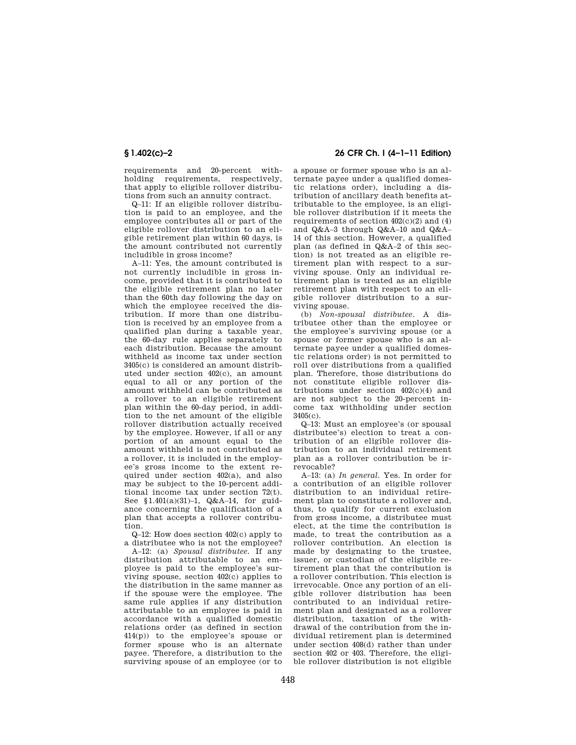requirements and 20-percent withholding requirements, respectively, that apply to eligible rollover distributions from such an annuity contract.

Q–11: If an eligible rollover distribution is paid to an employee, and the employee contributes all or part of the eligible rollover distribution to an eligible retirement plan within 60 days, is the amount contributed not currently includible in gross income?

A–11: Yes, the amount contributed is not currently includible in gross income, provided that it is contributed to the eligible retirement plan no later than the 60th day following the day on which the employee received the distribution. If more than one distribution is received by an employee from a qualified plan during a taxable year, the 60-day rule applies separately to each distribution. Because the amount withheld as income tax under section 3405(c) is considered an amount distributed under section 402(c), an amount equal to all or any portion of the amount withheld can be contributed as a rollover to an eligible retirement plan within the 60-day period, in addition to the net amount of the eligible rollover distribution actually received by the employee. However, if all or any portion of an amount equal to the amount withheld is not contributed as a rollover, it is included in the employee's gross income to the extent required under section 402(a), and also may be subject to the 10-percent additional income tax under section 72(t). See §1.401(a)(31)–1, Q&A–14, for guidance concerning the qualification of a plan that accepts a rollover contribution.

Q–12: How does section 402(c) apply to a distributee who is not the employee?

A–12: (a) *Spousal distributee.* If any distribution attributable to an employee is paid to the employee's surviving spouse, section 402(c) applies to the distribution in the same manner as if the spouse were the employee. The same rule applies if any distribution attributable to an employee is paid in accordance with a qualified domestic relations order (as defined in section 414(p)) to the employee's spouse or former spouse who is an alternate payee. Therefore, a distribution to the surviving spouse of an employee (or to a spouse or former spouse who is an alternate payee under a qualified domestic relations order), including a distribution of ancillary death benefits attributable to the employee, is an eligible rollover distribution if it meets the requirements of section 402(c)(2) and (4) and Q&A–3 through Q&A–10 and Q&A–14 of this section. However, a qualified plan (as defined in Q&A–2 of this section) is not treated as an eligible retirement plan with respect to a surviving spouse. Only an individual retirement plan is treated as an eligible retirement plan with respect to an eligible rollover distribution to a surviving spouse.

(b) *Non-spousal distributee.* A distributee other than the employee or the employee's surviving spouse (or a spouse or former spouse who is an alternate payee under a qualified domestic relations order) is not permitted to roll over distributions from a qualified plan. Therefore, those distributions do not constitute eligible rollover distributions under section 402(c)(4) and are not subject to the 20-percent income tax withholding under section 3405(c).

Q–13: Must an employee's (or spousal distributee's) election to treat a contribution of an eligible rollover distribution to an individual retirement plan as a rollover contribution be irrevocable?

A–13: (a) *In general.* Yes. In order for a contribution of an eligible rollover distribution to an individual retirement plan to constitute a rollover and, thus, to qualify for current exclusion from gross income, a distributee must elect, at the time the contribution is made, to treat the contribution as a rollover contribution. An election is made by designating to the trustee, issuer, or custodian of the eligible retirement plan that the contribution is a rollover contribution. This election is irrevocable. Once any portion of an eligible rollover distribution has been contributed to an individual retirement plan and designated as a rollover distribution, taxation of the withdrawal of the contribution from the individual retirement plan is determined under section 408(d) rather than under section 402 or 403. Therefore, the eligible rollover distribution is not eligible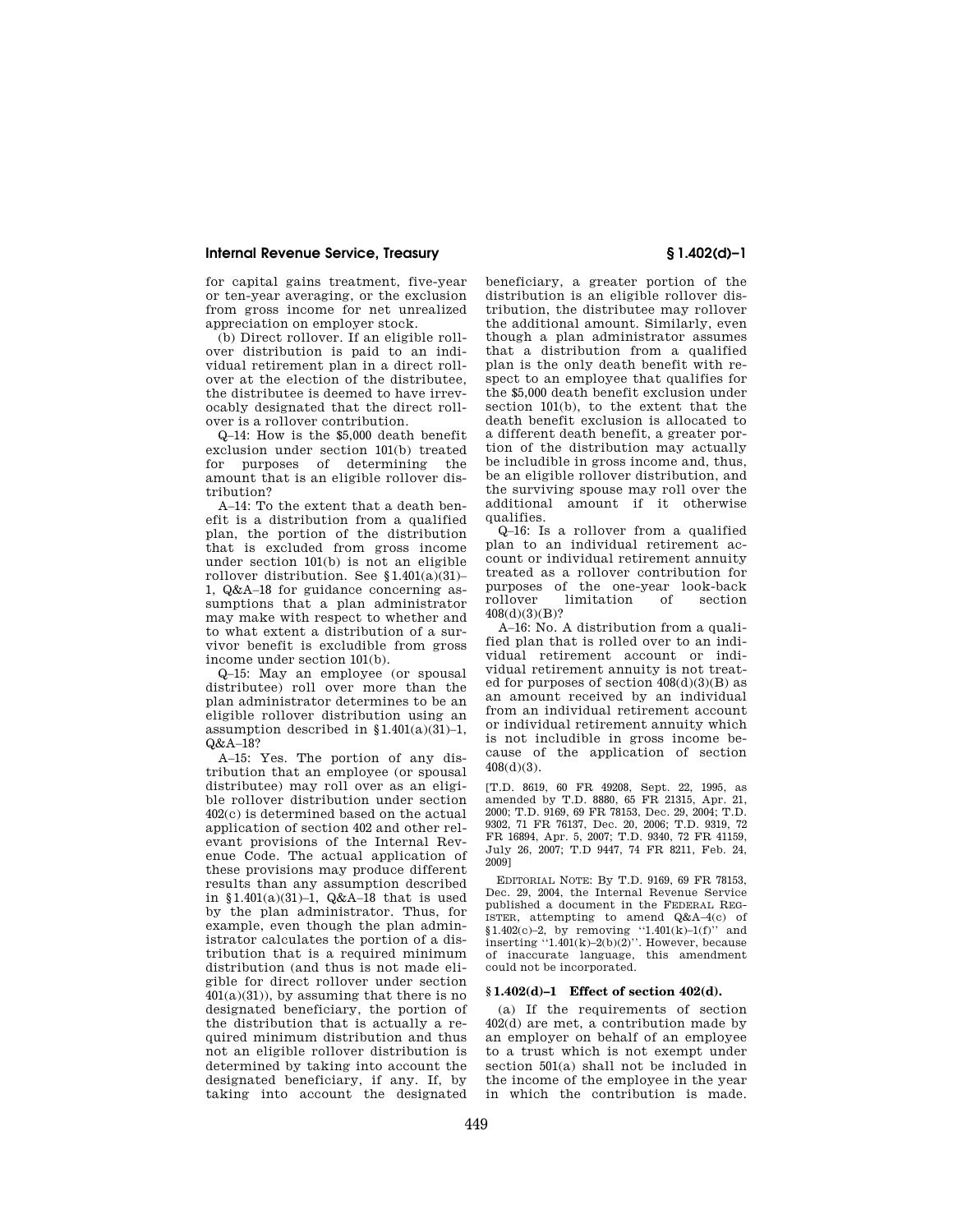for capital gains treatment, five-year or ten-year averaging, or the exclusion from gross income for net unrealized appreciation on employer stock.

(b) Direct rollover. If an eligible rollover distribution is paid to an individual retirement plan in a direct rollover at the election of the distributee, the distributee is deemed to have irrevocably designated that the direct rollover is a rollover contribution.

Q–14: How is the $5,000 death benefit exclusion under section 101(b) treated for purposes of determining the amount that is an eligible rollover distribution?

A–14: To the extent that a death benefit is a distribution from a qualified plan, the portion of the distribution that is excluded from gross income under section 101(b) is not an eligible rollover distribution. See §1.401(a)(31)–1, Q&A–18 for guidance concerning assumptions that a plan administrator may make with respect to whether and to what extent a distribution of a survivor benefit is excludible from gross income under section 101(b).

Q–15: May an employee (or spousal distributee) roll over more than the plan administrator determines to be an eligible rollover distribution using an assumption described in §1.401(a)(31)–1, Q&A–18?

A–15: Yes. The portion of any distribution that an employee (or spousal distributee) may roll over as an eligible rollover distribution under section 402(c) is determined based on the actual application of section 402 and other relevant provisions of the Internal Revenue Code. The actual application of these provisions may produce different results than any assumption described in §1.401(a)(31)–1, Q&A–18 that is used by the plan administrator. Thus, for example, even though the plan administrator calculates the portion of a distribution that is a required minimum distribution (and thus is not made eligible for direct rollover under section 401(a)(31)), by assuming that there is no designated beneficiary, the portion of the distribution that is actually a required minimum distribution and thus not an eligible rollover distribution is determined by taking into account the designated beneficiary, if any. If, by taking into account the designated beneficiary, a greater portion of the distribution is an eligible rollover distribution, the distributee may rollover the additional amount. Similarly, even though a plan administrator assumes that a distribution from a qualified plan is the only death benefit with respect to an employee that qualifies for the $5,000 death benefit exclusion under section 101(b), to the extent that the death benefit exclusion is allocated to a different death benefit, a greater portion of the distribution may actually be includible in gross income and, thus, be an eligible rollover distribution, and the surviving spouse may roll over the additional amount if it otherwise qualifies.

Q–16: Is a rollover from a qualified plan to an individual retirement account or individual retirement annuity treated as a rollover contribution for purposes of the one-year look-back rollover limitation of section 408(d)(3)(B)?

A–16: No. A distribution from a qualified plan that is rolled over to an individual retirement account or individual retirement annuity is not treated for purposes of section 408(d)(3)(B) as an amount received by an individual from an individual retirement account or individual retirement annuity which is not includible in gross income because of the application of section 408(d)(3).

[T.D. 8619, 60 FR 49208, Sept. 22, 1995, as amended by T.D. 8880, 65 FR 21315, Apr. 21, 2000; T.D. 9169, 69 FR 78153, Dec. 29, 2004; T.D. 9302, 71 FR 76137, Dec. 20, 2006; T.D. 9319, 72 FR 16894, Apr. 5, 2007; T.D. 9340, 72 FR 41159, July 26, 2007; T.D 9447, 74 FR 8211, Feb. 24, 2009]

EDITORIAL NOTE: By T.D. 9169, 69 FR 78153, Dec. 29, 2004, the Internal Revenue Service published a document in the FEDERAL REGISTER, attempting to amend Q&A–4(c) of §1.402(c)–2, by removing ''1.401(k)–1(f)'' and inserting ''1.401(k)–2(b)(2)''. However, because of inaccurate language, this amendment could not be incorporated.

## §1.402(d)–1 Effect of section 402(d).

(a) If the requirements of section 402(d) are met, a contribution made by an employer on behalf of an employee to a trust which is not exempt under section 501(a) shall not be included in the income of the employee in the year in which the contribution is made.